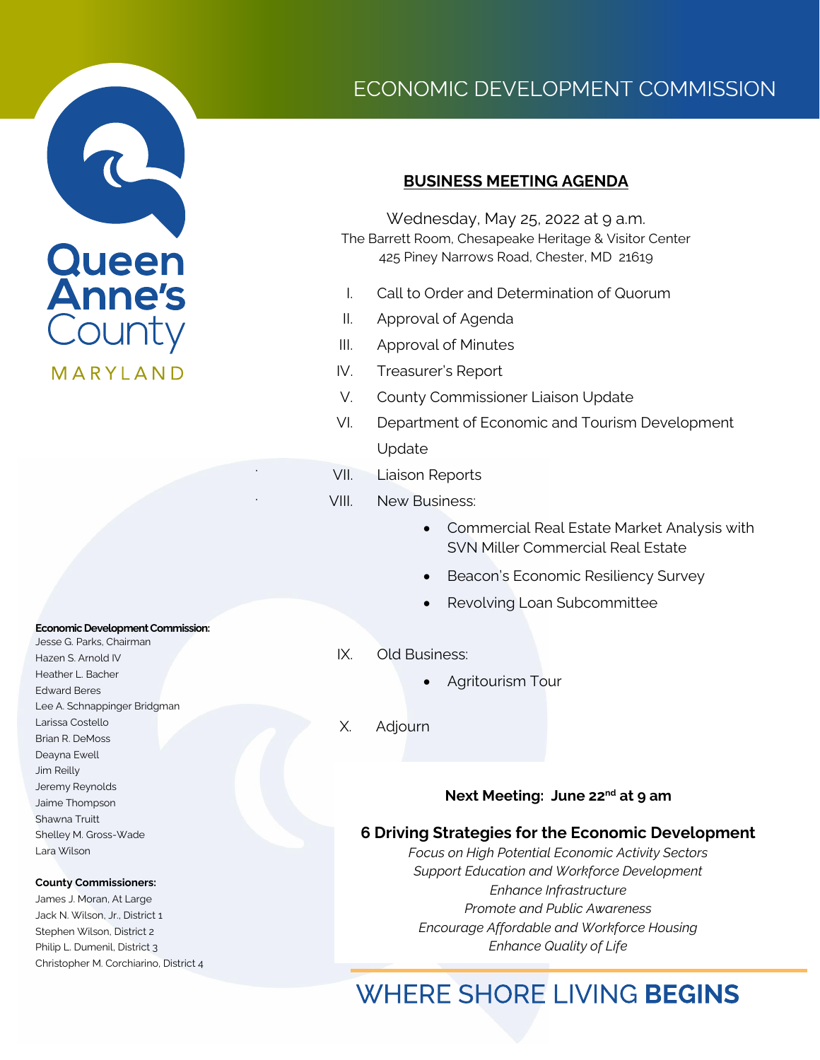# ECONOMIC DEVELOPMENT COMMISSION

Queen Anne's County
MARYLAND

## BUSINESS MEETING AGENDA

Wednesday, May 25, 2022 at 9 a.m.
The Barrett Room, Chesapeake Heritage & Visitor Center
425 Piney Narrows Road, Chester, MD 21619

I. Call to Order and Determination of Quorum

II. Approval of Agenda

III. Approval of Minutes

IV. Treasurer's Report

V. County Commissioner Liaison Update

VI. Department of Economic and Tourism Development Update

VII. Liaison Reports

VIII. New Business:
- Commercial Real Estate Market Analysis with SVN Miller Commercial Real Estate
- Beacon's Economic Resiliency Survey
- Revolving Loan Subcommittee

IX. Old Business:
- Agritourism Tour

X. Adjourn

**Next Meeting: June 22nd at 9 am**

**6 Driving Strategies for the Economic Development**

*Focus on High Potential Economic Activity Sectors*
*Support Education and Workforce Development*
*Enhance Infrastructure*
*Promote and Public Awareness*
*Encourage Affordable and Workforce Housing*
*Enhance Quality of Life*

**Economic Development Commission:**
Jesse G. Parks, Chairman
Hazen S. Arnold IV
Heather L. Bacher
Edward Beres
Lee A. Schnappinger Bridgman
Larissa Costello
Brian R. DeMoss
Deayna Ewell
Jim Reilly
Jeremy Reynolds
Jaime Thompson
Shawna Truitt
Shelley M. Gross-Wade
Lara Wilson

**County Commissioners:**
James J. Moran, At Large
Jack N. Wilson, Jr., District 1
Stephen Wilson, District 2
Philip L. Dumenil, District 3
Christopher M. Corchiarino, District 4

WHERE SHORE LIVING **BEGINS**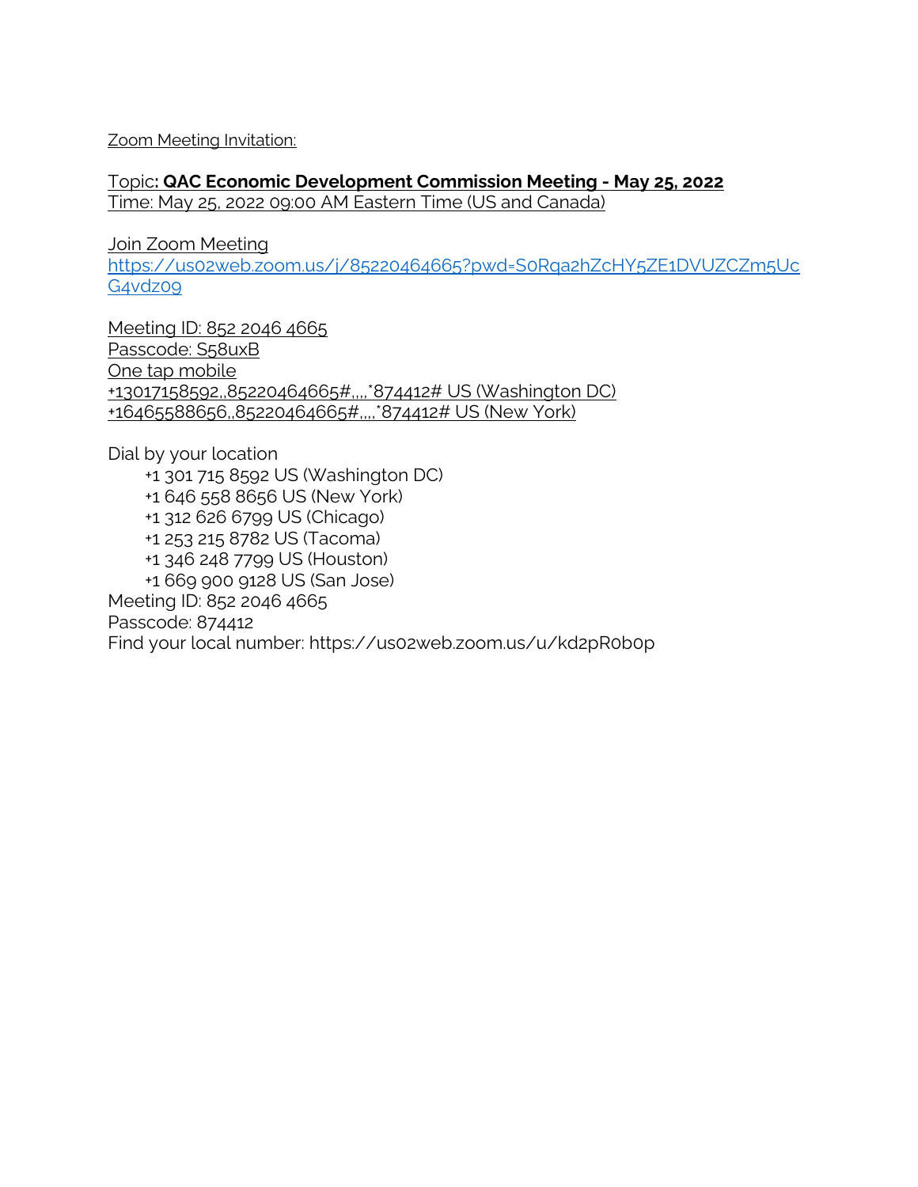Zoom Meeting Invitation:

Topic**: QAC Economic Development Commission Meeting - May 25, 2022**
Time: May 25, 2022 09:00 AM Eastern Time (US and Canada)

Join Zoom Meeting
https://us02web.zoom.us/j/85220464665?pwd=S0Rqa2hZcHY5ZE1DVUZCZm5UcG4vdz09

Meeting ID: 852 2046 4665
Passcode: S58uxB
One tap mobile
+13017158592,,85220464665#,,,,*874412# US (Washington DC)
+16465588656,,85220464665#,,,,*874412# US (New York)

Dial by your location
- +1 301 715 8592 US (Washington DC)
- +1 646 558 8656 US (New York)
- +1 312 626 6799 US (Chicago)
- +1 253 215 8782 US (Tacoma)
- +1 346 248 7799 US (Houston)
- +1 669 900 9128 US (San Jose)

Meeting ID: 852 2046 4665
Passcode: 874412
Find your local number: https://us02web.zoom.us/u/kd2pR0b0p